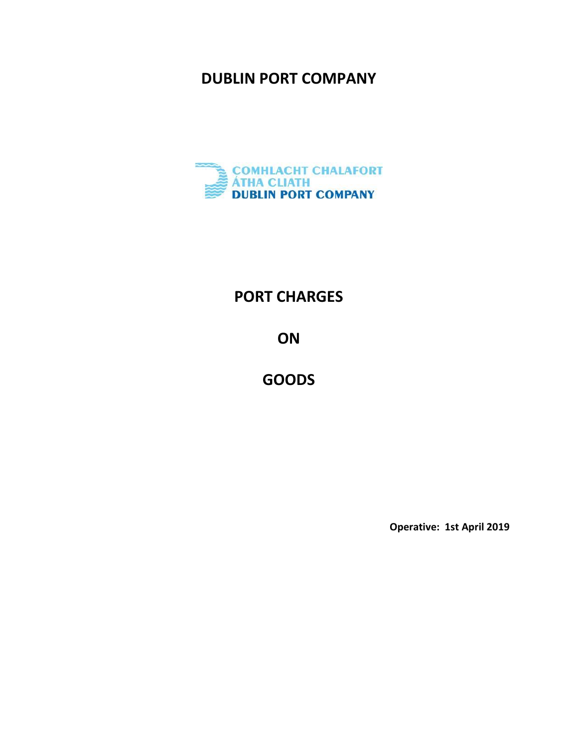# DUBLIN PORT COMPANY

COMHLACHT CHALAFORT ÁTHA CLIATH
DUBLIN PORT COMPANY

## PORT CHARGES

## ON

## GOODS

**Operative: 1st April 2019**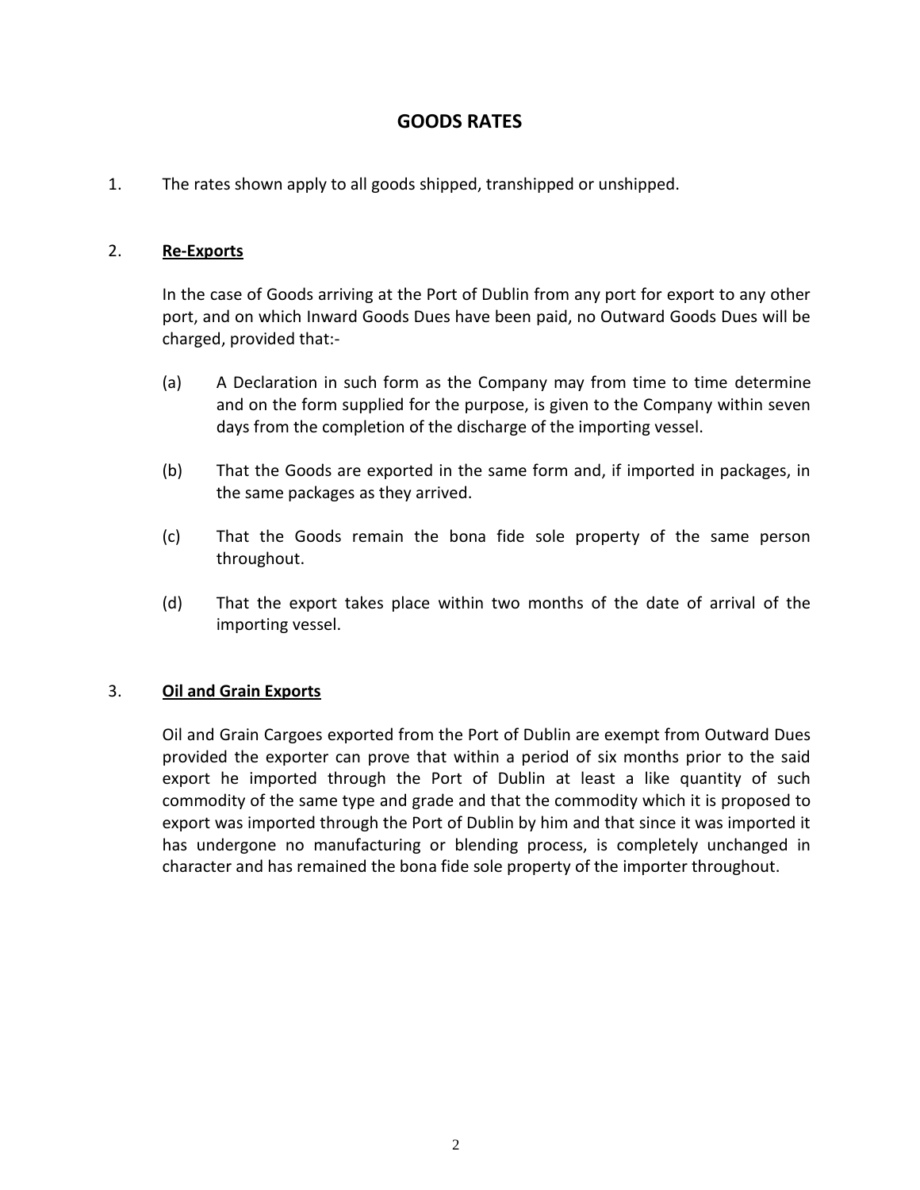# GOODS RATES

1. The rates shown apply to all goods shipped, transhipped or unshipped.

2. **Re-Exports**

   In the case of Goods arriving at the Port of Dublin from any port for export to any other port, and on which Inward Goods Dues have been paid, no Outward Goods Dues will be charged, provided that:-

   (a) A Declaration in such form as the Company may from time to time determine and on the form supplied for the purpose, is given to the Company within seven days from the completion of the discharge of the importing vessel.

   (b) That the Goods are exported in the same form and, if imported in packages, in the same packages as they arrived.

   (c) That the Goods remain the bona fide sole property of the same person throughout.

   (d) That the export takes place within two months of the date of arrival of the importing vessel.

3. **Oil and Grain Exports**

   Oil and Grain Cargoes exported from the Port of Dublin are exempt from Outward Dues provided the exporter can prove that within a period of six months prior to the said export he imported through the Port of Dublin at least a like quantity of such commodity of the same type and grade and that the commodity which it is proposed to export was imported through the Port of Dublin by him and that since it was imported it has undergone no manufacturing or blending process, is completely unchanged in character and has remained the bona fide sole property of the importer throughout.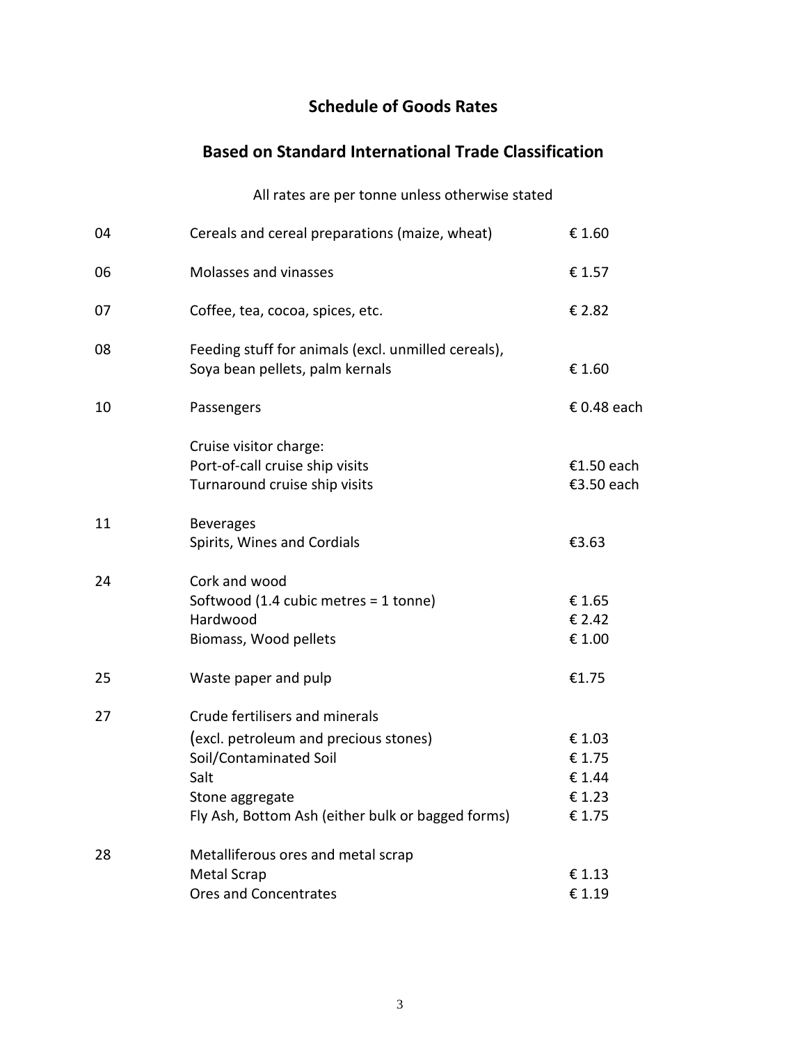# Schedule of Goods Rates

## Based on Standard International Trade Classification

All rates are per tonne unless otherwise stated

| | | |
|---|---|---|
| 04 | Cereals and cereal preparations (maize, wheat) | € 1.60 |
| 06 | Molasses and vinasses | € 1.57 |
| 07 | Coffee, tea, cocoa, spices, etc. | € 2.82 |
| 08 | Feeding stuff for animals (excl. unmilled cereals), Soya bean pellets, palm kernals | € 1.60 |
| 10 | Passengers | € 0.48 each |
| | Cruise visitor charge: | |
| | Port-of-call cruise ship visits | €1.50 each |
| | Turnaround cruise ship visits | €3.50 each |
| 11 | Beverages | |
| | Spirits, Wines and Cordials | €3.63 |
| 24 | Cork and wood | |
| | Softwood (1.4 cubic metres = 1 tonne) | € 1.65 |
| | Hardwood | € 2.42 |
| | Biomass, Wood pellets | € 1.00 |
| 25 | Waste paper and pulp | €1.75 |
| 27 | Crude fertilisers and minerals | |
| | (excl. petroleum and precious stones) | € 1.03 |
| | Soil/Contaminated Soil | € 1.75 |
| | Salt | € 1.44 |
| | Stone aggregate | € 1.23 |
| | Fly Ash, Bottom Ash (either bulk or bagged forms) | € 1.75 |
| 28 | Metalliferous ores and metal scrap | |
| | Metal Scrap | € 1.13 |
| | Ores and Concentrates | € 1.19 |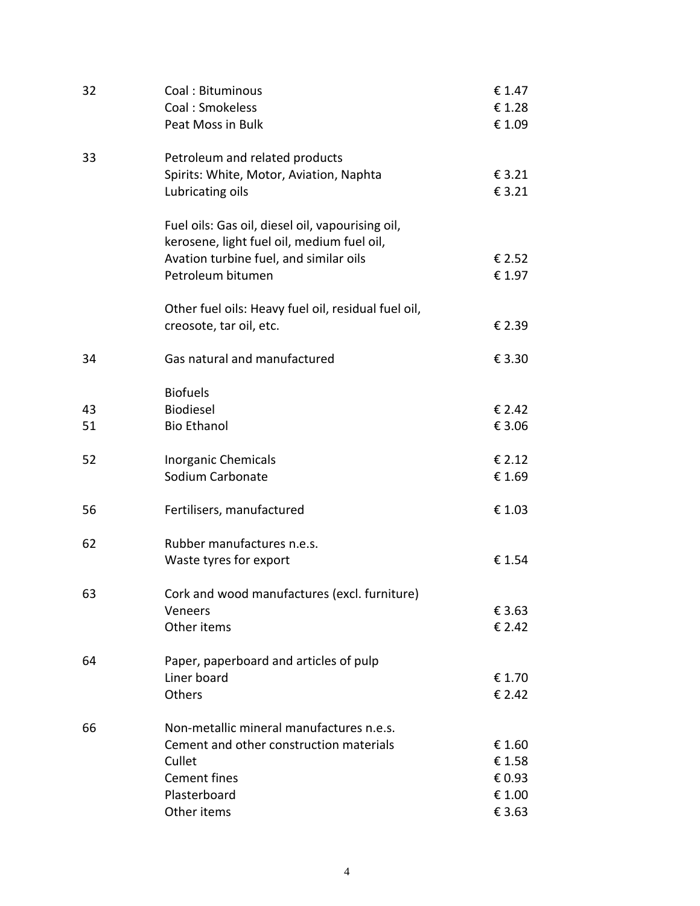| | | |
|---|---|---|
| 32 | Coal : Bituminous | € 1.47 |
| | Coal : Smokeless | € 1.28 |
| | Peat Moss in Bulk | € 1.09 |
| 33 | Petroleum and related products | |
| | Spirits: White, Motor, Aviation, Naphta | € 3.21 |
| | Lubricating oils | € 3.21 |
| | Fuel oils: Gas oil, diesel oil, vapourising oil, kerosene, light fuel oil, medium fuel oil, Avation turbine fuel, and similar oils | € 2.52 |
| | Petroleum bitumen | € 1.97 |
| | Other fuel oils: Heavy fuel oil, residual fuel oil, creosote, tar oil, etc. | € 2.39 |
| 34 | Gas natural and manufactured | € 3.30 |
| | Biofuels | |
| 43 | Biodiesel | € 2.42 |
| 51 | Bio Ethanol | € 3.06 |
| 52 | Inorganic Chemicals | € 2.12 |
| | Sodium Carbonate | € 1.69 |
| 56 | Fertilisers, manufactured | € 1.03 |
| 62 | Rubber manufactures n.e.s. | |
| | Waste tyres for export | € 1.54 |
| 63 | Cork and wood manufactures (excl. furniture) | |
| | Veneers | € 3.63 |
| | Other items | € 2.42 |
| 64 | Paper, paperboard and articles of pulp | |
| | Liner board | € 1.70 |
| | Others | € 2.42 |
| 66 | Non-metallic mineral manufactures n.e.s. | |
| | Cement and other construction materials | € 1.60 |
| | Cullet | € 1.58 |
| | Cement fines | € 0.93 |
| | Plasterboard | € 1.00 |
| | Other items | € 3.63 |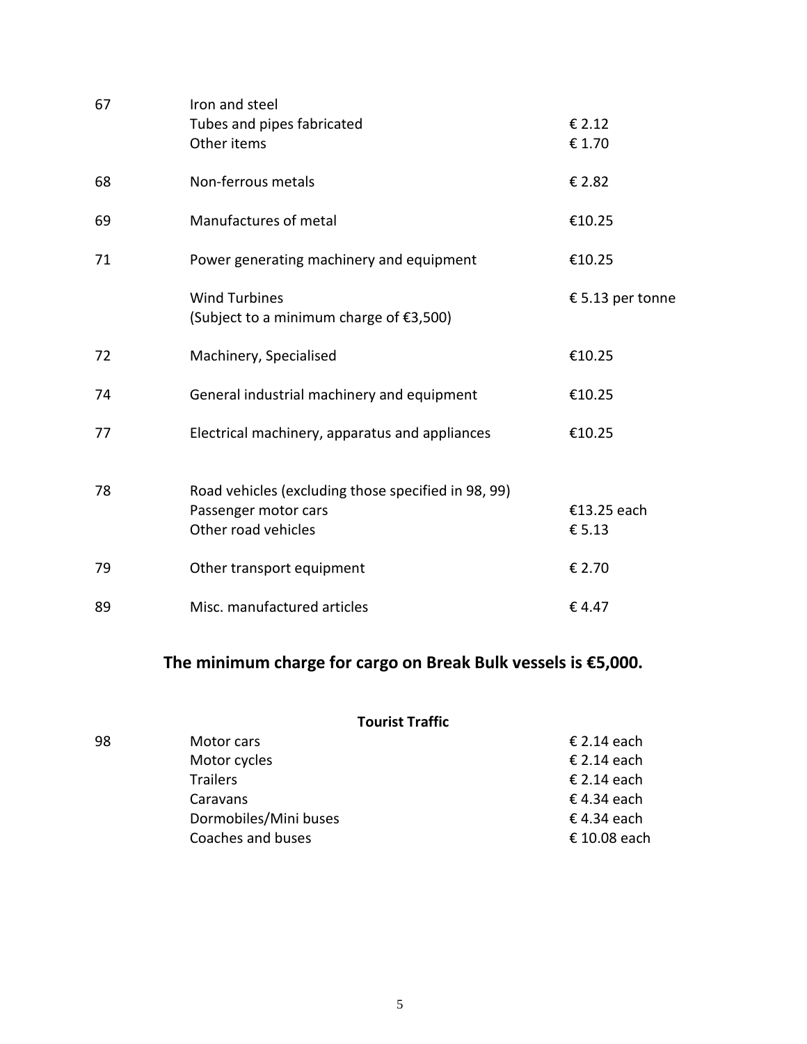| | | |
|---|---|---|
| 67 | Iron and steel | |
| | Tubes and pipes fabricated | € 2.12 |
| | Other items | € 1.70 |
| 68 | Non-ferrous metals | € 2.82 |
| 69 | Manufactures of metal | €10.25 |
| 71 | Power generating machinery and equipment | €10.25 |
| | Wind Turbines<br>(Subject to a minimum charge of €3,500) | € 5.13 per tonne |
| 72 | Machinery, Specialised | €10.25 |
| 74 | General industrial machinery and equipment | €10.25 |
| 77 | Electrical machinery, apparatus and appliances | €10.25 |
| 78 | Road vehicles (excluding those specified in 98, 99) | |
| | Passenger motor cars | €13.25 each |
| | Other road vehicles | € 5.13 |
| 79 | Other transport equipment | € 2.70 |
| 89 | Misc. manufactured articles | € 4.47 |

## The minimum charge for cargo on Break Bulk vessels is €5,000.

**Tourist Traffic**

| | | |
|---|---|---|
| 98 | Motor cars | € 2.14 each |
| | Motor cycles | € 2.14 each |
| | Trailers | € 2.14 each |
| | Caravans | € 4.34 each |
| | Dormobiles/Mini buses | € 4.34 each |
| | Coaches and buses | € 10.08 each |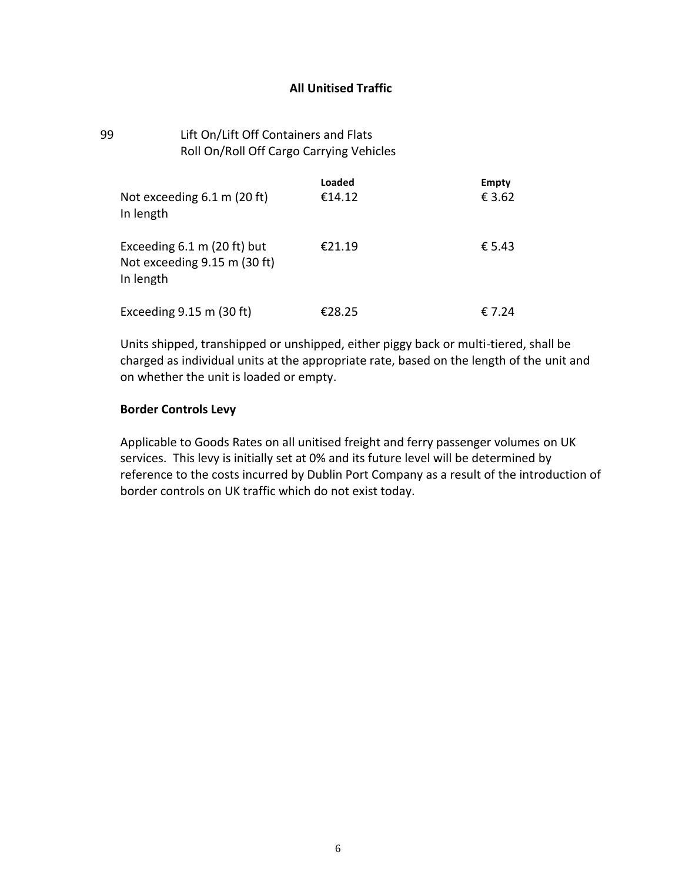## All Unitised Traffic

99 Lift On/Lift Off Containers and Flats
Roll On/Roll Off Cargo Carrying Vehicles

| | Loaded | Empty |
|---|---|---|
| Not exceeding 6.1 m (20 ft) In length | €14.12 | € 3.62 |
| Exceeding 6.1 m (20 ft) but Not exceeding 9.15 m (30 ft) In length | €21.19 | € 5.43 |
| Exceeding 9.15 m (30 ft) | €28.25 | € 7.24 |

Units shipped, transhipped or unshipped, either piggy back or multi-tiered, shall be charged as individual units at the appropriate rate, based on the length of the unit and on whether the unit is loaded or empty.

**Border Controls Levy**

Applicable to Goods Rates on all unitised freight and ferry passenger volumes on UK services. This levy is initially set at 0% and its future level will be determined by reference to the costs incurred by Dublin Port Company as a result of the introduction of border controls on UK traffic which do not exist today.